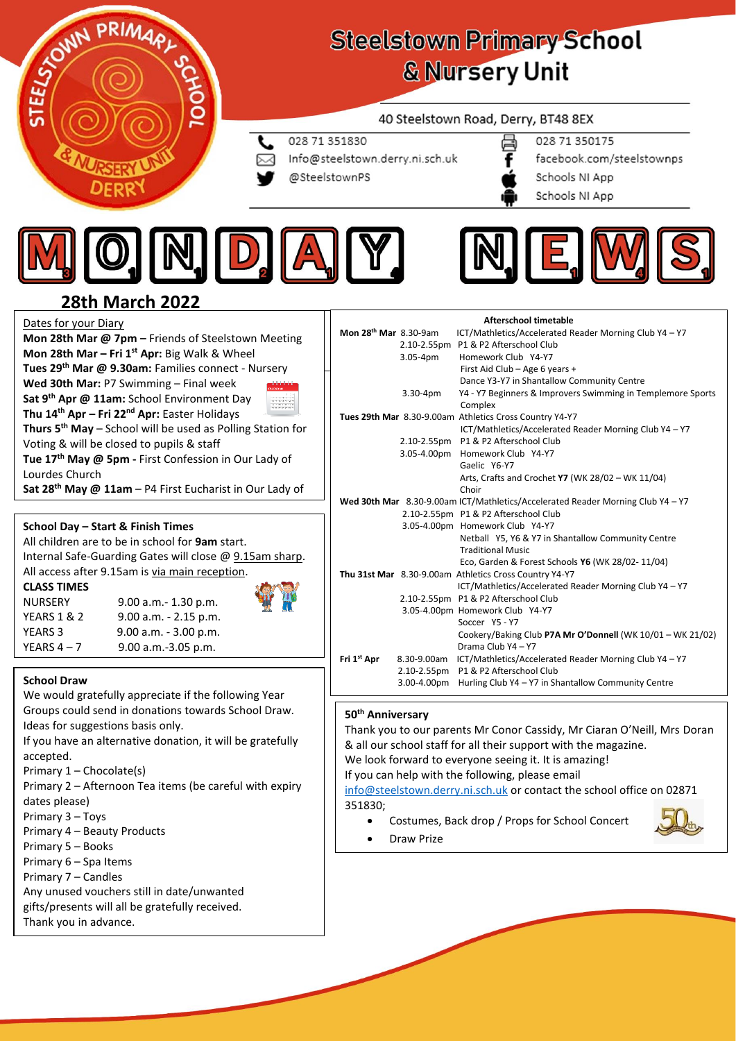# Steelstown Primary School & Nursery Unit

40 Steelstown Road, Derry, BT48 8EX

028 71 351830
Info@steelstown.derry.ni.sch.uk
@SteelstownPS
028 71 350175
facebook.com/steelstownps
Schools NI App
Schools NI App

# MONDAY NEWS

## 28th March 2022

### Dates for your Diary

**Mon 28th Mar @ 7pm –** Friends of Steelstown Meeting
**Mon 28th Mar – Fri 1st Apr:** Big Walk & Wheel
**Tues 29th Mar @ 9.30am:** Families connect - Nursery
**Wed 30th Mar:** P7 Swimming – Final week
**Sat 9th Apr @ 11am:** School Environment Day
**Thu 14th Apr – Fri 22nd Apr:** Easter Holidays
**Thurs 5th May** – School will be used as Polling Station for Voting & will be closed to pupils & staff
**Tue 17th May @ 5pm -** First Confession in Our Lady of Lourdes Church
**Sat 28th May @ 11am** – P4 First Eucharist in Our Lady of

### School Day – Start & Finish Times

All children are to be in school for **9am** start.
Internal Safe-Guarding Gates will close @ 9.15am sharp.
All access after 9.15am is via main reception.

**CLASS TIMES**

| | |
|---|---|
| NURSERY | 9.00 a.m.- 1.30 p.m. |
| YEARS 1 & 2 | 9.00 a.m. - 2.15 p.m. |
| YEARS 3 | 9.00 a.m. - 3.00 p.m. |
| YEARS 4 – 7 | 9.00 a.m.-3.05 p.m. |

### School Draw

We would gratefully appreciate if the following Year Groups could send in donations towards School Draw. Ideas for suggestions basis only.
If you have an alternative donation, it will be gratefully accepted.

Primary 1 – Chocolate(s)
Primary 2 – Afternoon Tea items (be careful with expiry dates please)
Primary 3 – Toys
Primary 4 – Beauty Products
Primary 5 – Books
Primary 6 – Spa Items
Primary 7 – Candles

Any unused vouchers still in date/unwanted gifts/presents will all be gratefully received.
Thank you in advance.

### Afterschool timetable

| Day | Time | Activity |
|---|---|---|
| **Mon 28th Mar** | 8.30-9am | ICT/Mathletics/Accelerated Reader Morning Club Y4 – Y7 |
| | 2.10-2.55pm | P1 & P2 Afterschool Club |
| | 3.05-4pm | Homework Club Y4-Y7 |
| | | First Aid Club – Age 6 years + |
| | | Dance Y3-Y7 in Shantallow Community Centre |
| | 3.30-4pm | Y4 - Y7 Beginners & Improvers Swimming in Templemore Sports Complex |
| **Tues 29th Mar** | 8.30-9.00am | Athletics Cross Country Y4-Y7 |
| | | ICT/Mathletics/Accelerated Reader Morning Club Y4 – Y7 |
| | 2.10-2.55pm | P1 & P2 Afterschool Club |
| | 3.05-4.00pm | Homework Club Y4-Y7 |
| | | Gaelic Y6-Y7 |
| | | Arts, Crafts and Crochet **Y7** (WK 28/02 – WK 11/04) |
| | | Choir |
| **Wed 30th Mar** | 8.30-9.00am | ICT/Mathletics/Accelerated Reader Morning Club Y4 – Y7 |
| | 2.10-2.55pm | P1 & P2 Afterschool Club |
| | 3.05-4.00pm | Homework Club Y4-Y7 |
| | | Netball Y5, Y6 & Y7 in Shantallow Community Centre |
| | | Traditional Music |
| | | Eco, Garden & Forest Schools **Y6** (WK 28/02- 11/04) |
| **Thu 31st Mar** | 8.30-9.00am | Athletics Cross Country Y4-Y7 |
| | | ICT/Mathletics/Accelerated Reader Morning Club Y4 – Y7 |
| | 2.10-2.55pm | P1 & P2 Afterschool Club |
| | 3.05-4.00pm | Homework Club Y4-Y7 |
| | | Soccer Y5 - Y7 |
| | | Cookery/Baking Club **P7A Mr O'Donnell** (WK 10/01 – WK 21/02) |
| | | Drama Club Y4 – Y7 |
| **Fri 1st Apr** | 8.30-9.00am | ICT/Mathletics/Accelerated Reader Morning Club Y4 – Y7 |
| | 2.10-2.55pm | P1 & P2 Afterschool Club |
| | 3.00-4.00pm | Hurling Club Y4 – Y7 in Shantallow Community Centre |

### 50th Anniversary

Thank you to our parents Mr Conor Cassidy, Mr Ciaran O'Neill, Mrs Doran & all our school staff for all their support with the magazine.
We look forward to everyone seeing it. It is amazing!
If you can help with the following, please email info@steelstown.derry.ni.sch.uk or contact the school office on 02871 351830;

- Costumes, Back drop / Props for School Concert
- Draw Prize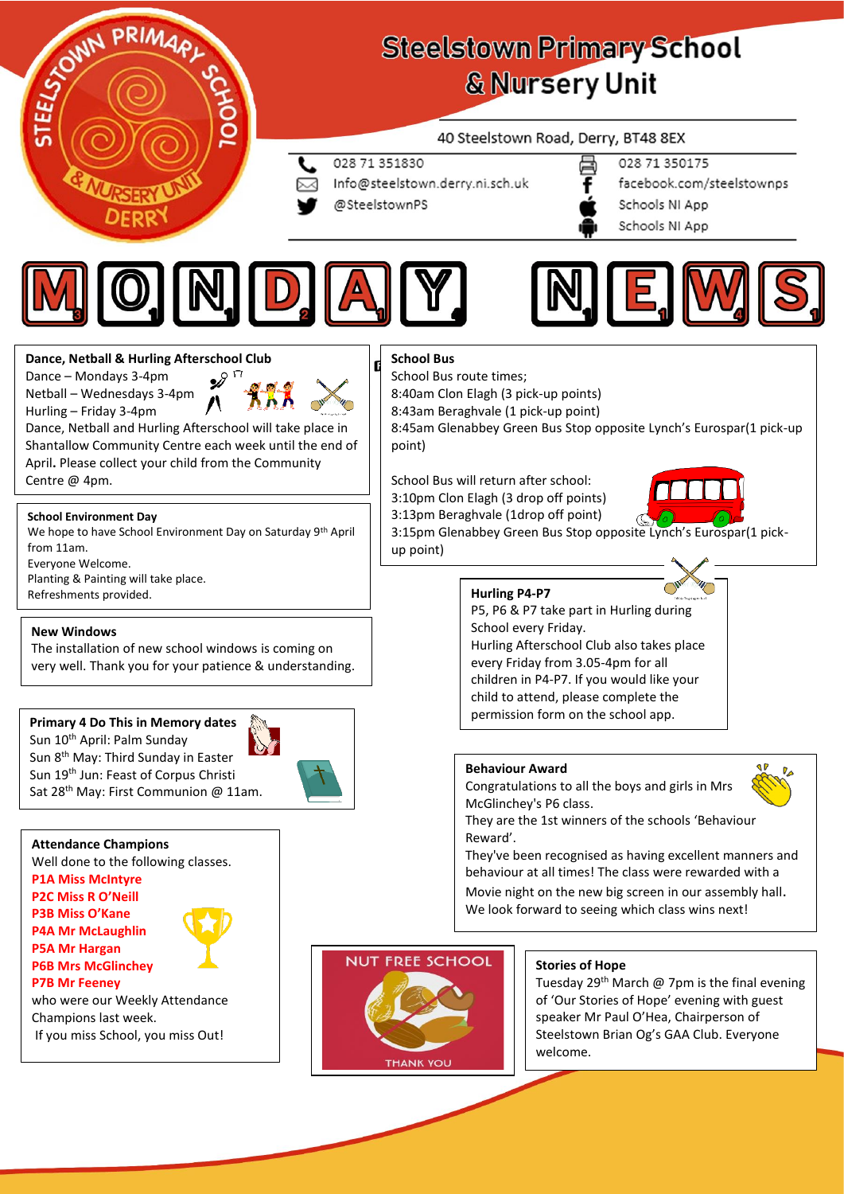# Steelstown Primary School & Nursery Unit

40 Steelstown Road, Derry, BT48 8EX

028 71 351830
Info@steelstown.derry.ni.sch.uk
@SteelstownPS
028 71 350175
facebook.com/steelstownps
Schools NI App
Schools NI App

# MONDAY NEWS

### Dance, Netball & Hurling Afterschool Club

Dance – Mondays 3-4pm
Netball – Wednesdays 3-4pm
Hurling – Friday 3-4pm
Dance, Netball and Hurling Afterschool Club will take place in Shantallow Community Centre each week until the end of April. Please collect your child from the Community Centre @ 4pm.

### School Environment Day

We hope to have School Environment Day on Saturday 9th April from 11am.
Everyone Welcome.
Planting & Painting will take place.
Refreshments provided.

### New Windows

The installation of new school windows is coming on very well. Thank you for your patience & understanding.

### Primary 4 Do This in Memory dates

Sun 10th April: Palm Sunday
Sun 8th May: Third Sunday in Easter
Sun 19th Jun: Feast of Corpus Christi
Sat 28th May: First Communion @ 11am.

### Attendance Champions

Well done to the following classes.
**P1A Miss McIntyre**
**P2C Miss R O'Neill**
**P3B Miss O'Kane**
**P4A Mr McLaughlin**
**P5A Mr Hargan**
**P6B Mrs McGlinchey**
**P7B Mr Feeney**
who were our Weekly Attendance Champions last week.
If you miss School, you miss Out!

### School Bus

School Bus route times;
8:40am Clon Elagh (3 pick-up points)
8:43am Beraghvale (1 pick-up point)
8:45am Glenabbey Green Bus Stop opposite Lynch's Eurospar(1 pick-up point)

School Bus will return after school:
3:10pm Clon Elagh (3 drop off points)
3:13pm Beraghvale (1drop off point)
3:15pm Glenabbey Green Bus Stop opposite Lynch's Eurospar(1 pick-up point)

### Hurling P4-P7

P5, P6 & P7 take part in Hurling during School every Friday.
Hurling Afterschool Club also takes place every Friday from 3.05-4pm for all children in P4-P7. If you would like your child to attend, please complete the permission form on the school app.

### Behaviour Award

Congratulations to all the boys and girls in Mrs McGlinchey's P6 class.
They are the 1st winners of the schools 'Behaviour Reward'.
They've been recognised as having excellent manners and behaviour at all times! The class were rewarded with a Movie night on the new big screen in our assembly hall.
We look forward to seeing which class wins next!

NUT FREE SCHOOL
THANK YOU

### Stories of Hope

Tuesday 29th March @ 7pm is the final evening of 'Our Stories of Hope' evening with guest speaker Mr Paul O'Hea, Chairperson of Steelstown Brian Og's GAA Club. Everyone welcome.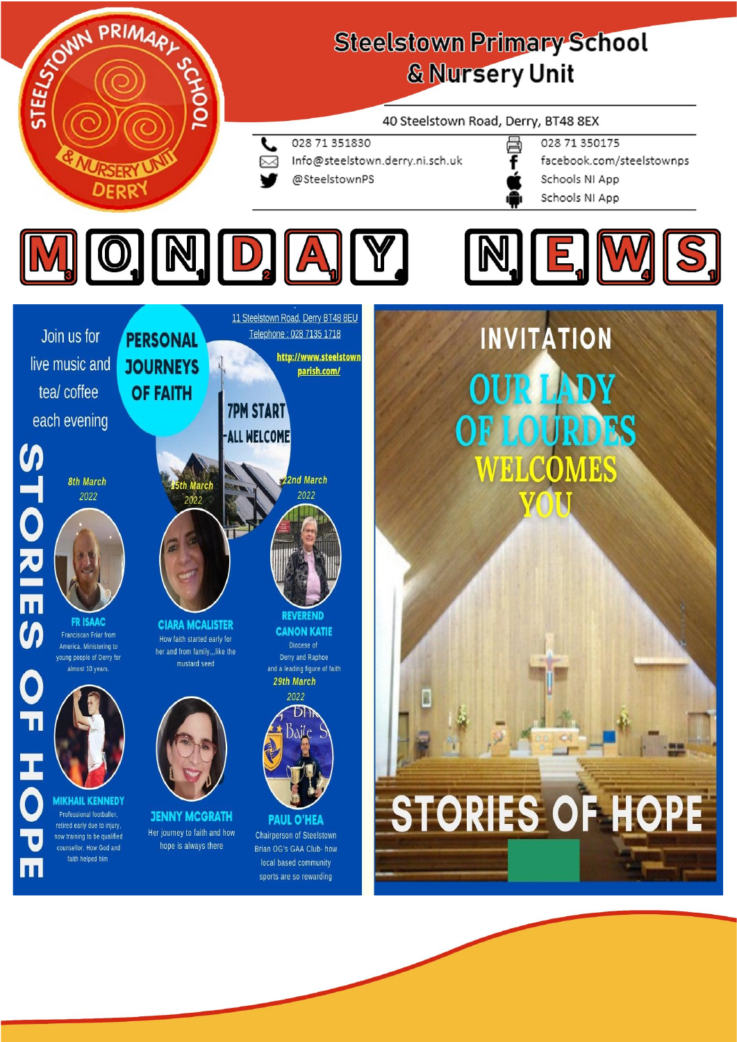# Steelstown Primary School & Nursery Unit

40 Steelstown Road, Derry, BT48 8EX

028 71 351830
Info@steelstown.derry.ni.sch.uk
@SteelstownPS

028 71 350175
facebook.com/steelstownps
Schools NI App
Schools NI App

# MONDAY NEWS

## STORIES OF HOPE

11 Steelstown Road, Derry BT48 8EU
Telephone : 028 7135 1718
http://www.steelstownparish.com/

Join us for live music and tea/ coffee each evening

**PERSONAL JOURNEYS OF FAITH**

**7PM START**
**ALL WELCOME**

*8th March 2022*

**FR ISAAC**
Franciscan Friar from America. Ministering to young people of Derry for almost 10 years.

*15th March 2022*

**CIARA MCALISTER**
How faith started early for her and from family,,,like the mustard seed

*22nd March 2022*

**REVEREND CANON KATIE**
Diocese of Derry and Raphoe and a leading figure of faith

*29th March 2022*

**MIKHAIL KENNEDY**
Professional footballer, retired early due to injury, now training to be qualified counsellor. How God and faith helped him

**JENNY MCGRATH**
Her journey to faith and how hope is always there

**PAUL O'HEA**
Chairperson of Steelstown Brian OG's GAA Club- how local based community sports are so rewarding

## INVITATION

**OUR LADY OF LOURDES WELCOMES YOU**

**STORIES OF HOPE**